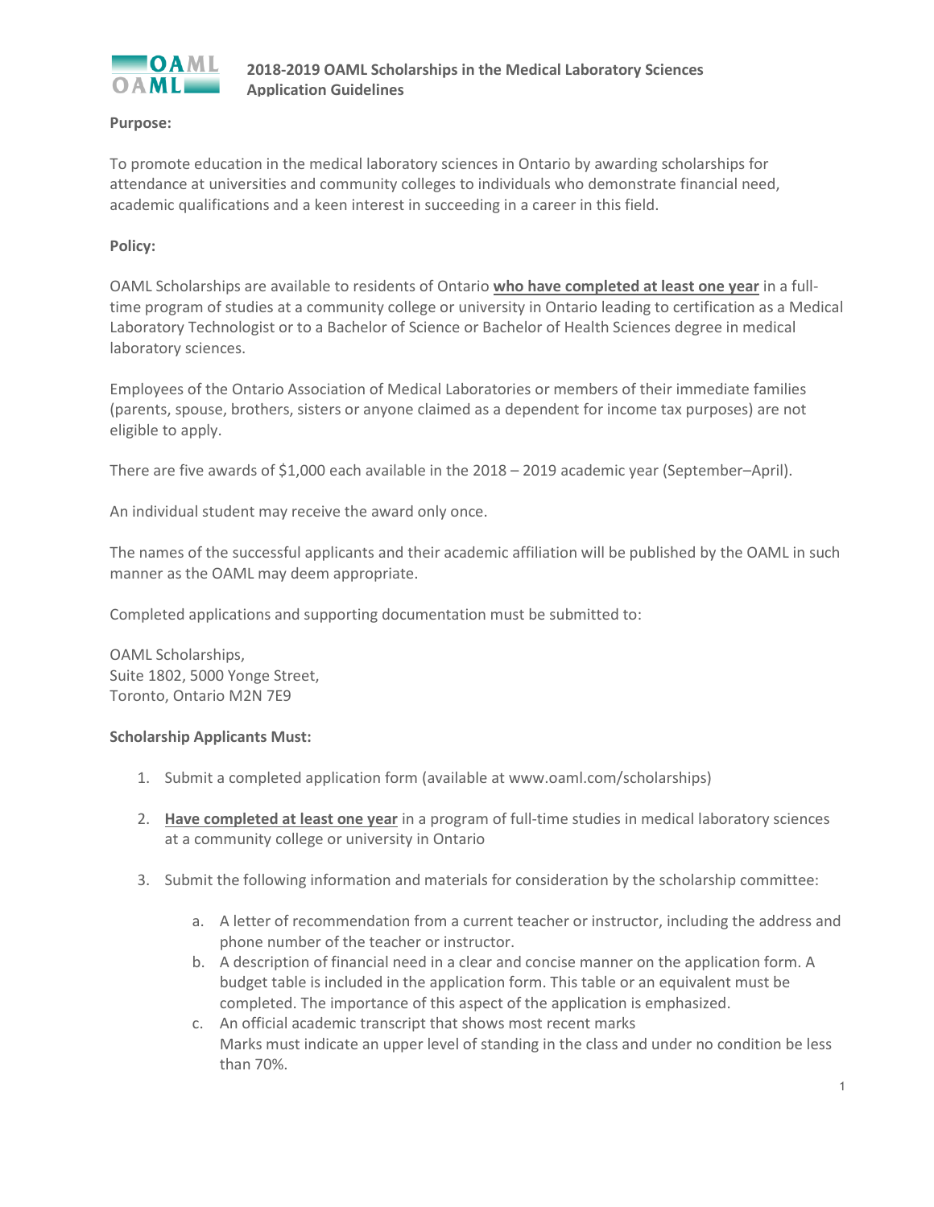# 2018-2019 OAML Scholarships in the Medical Laboratory Sciences Application Guidelines

**Purpose:**

To promote education in the medical laboratory sciences in Ontario by awarding scholarships for attendance at universities and community colleges to individuals who demonstrate financial need, academic qualifications and a keen interest in succeeding in a career in this field.

**Policy:**

OAML Scholarships are available to residents of Ontario **who have completed at least one year** in a full-time program of studies at a community college or university in Ontario leading to certification as a Medical Laboratory Technologist or to a Bachelor of Science or Bachelor of Health Sciences degree in medical laboratory sciences.

Employees of the Ontario Association of Medical Laboratories or members of their immediate families (parents, spouse, brothers, sisters or anyone claimed as a dependent for income tax purposes) are not eligible to apply.

There are five awards of $1,000 each available in the 2018 – 2019 academic year (September–April).

An individual student may receive the award only once.

The names of the successful applicants and their academic affiliation will be published by the OAML in such manner as the OAML may deem appropriate.

Completed applications and supporting documentation must be submitted to:

OAML Scholarships,
Suite 1802, 5000 Yonge Street,
Toronto, Ontario M2N 7E9

**Scholarship Applicants Must:**

1. Submit a completed application form (available at www.oaml.com/scholarships)

2. **Have completed at least one year** in a program of full-time studies in medical laboratory sciences at a community college or university in Ontario

3. Submit the following information and materials for consideration by the scholarship committee:

   a. A letter of recommendation from a current teacher or instructor, including the address and phone number of the teacher or instructor.
   b. A description of financial need in a clear and concise manner on the application form. A budget table is included in the application form. This table or an equivalent must be completed. The importance of this aspect of the application is emphasized.
   c. An official academic transcript that shows most recent marks
      Marks must indicate an upper level of standing in the class and under no condition be less than 70%.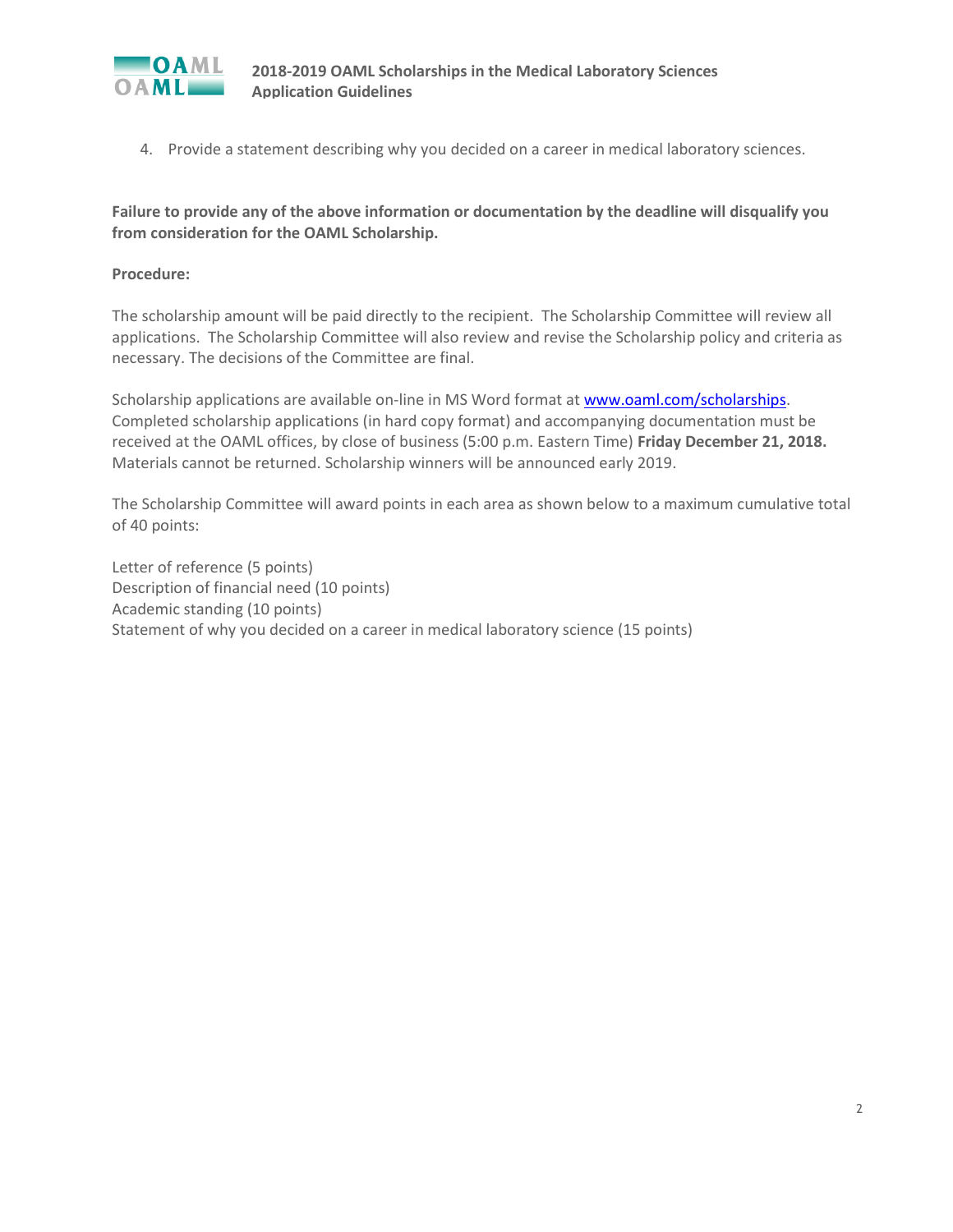4. Provide a statement describing why you decided on a career in medical laboratory sciences.

**Failure to provide any of the above information or documentation by the deadline will disqualify you from consideration for the OAML Scholarship.**

**Procedure:**

The scholarship amount will be paid directly to the recipient. The Scholarship Committee will review all applications. The Scholarship Committee will also review and revise the Scholarship policy and criteria as necessary. The decisions of the Committee are final.

Scholarship applications are available on-line in MS Word format at www.oaml.com/scholarships. Completed scholarship applications (in hard copy format) and accompanying documentation must be received at the OAML offices, by close of business (5:00 p.m. Eastern Time) **Friday December 21, 2018.** Materials cannot be returned. Scholarship winners will be announced early 2019.

The Scholarship Committee will award points in each area as shown below to a maximum cumulative total of 40 points:

Letter of reference (5 points)
Description of financial need (10 points)
Academic standing (10 points)
Statement of why you decided on a career in medical laboratory science (15 points)